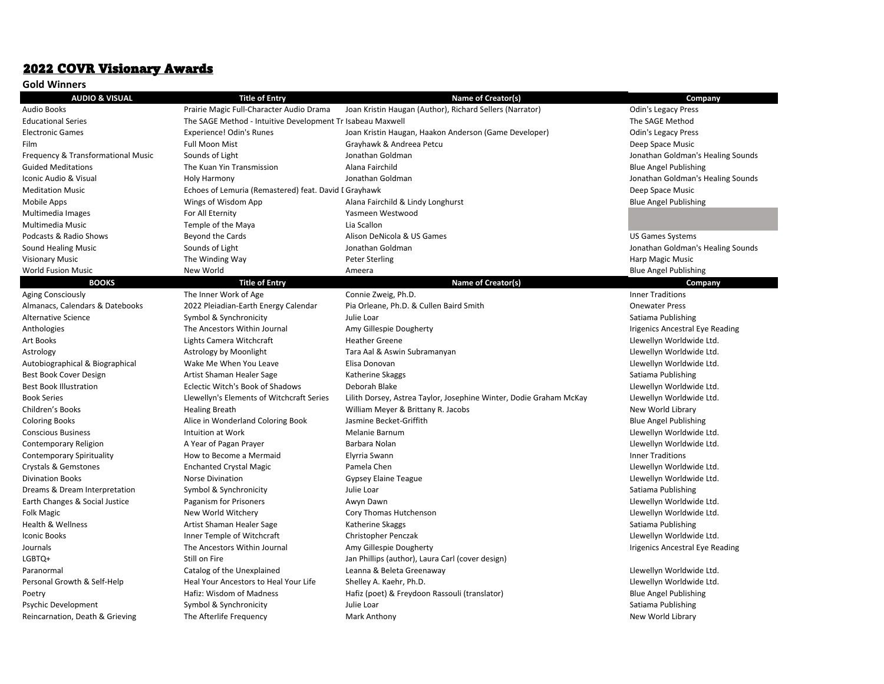# 2022 COVR Visionary Awards

**Gold Winners**

| AUDIO & VISUAL | Title of Entry | Name of Creator(s) | Company |
|---|---|---|---|
| Audio Books | Prairie Magic Full-Character Audio Drama | Joan Kristin Haugan (Author), Richard Sellers (Narrator) | Odin's Legacy Press |
| Educational Series | The SAGE Method - Intuitive Development Tr | Isabeau Maxwell | The SAGE Method |
| Electronic Games | Experience! Odin's Runes | Joan Kristin Haugan, Haakon Anderson (Game Developer) | Odin's Legacy Press |
| Film | Full Moon Mist | Grayhawk & Andreea Petcu | Deep Space Music |
| Frequency & Transformational Music | Sounds of Light | Jonathan Goldman | Jonathan Goldman's Healing Sounds |
| Guided Meditations | The Kuan Yin Transmission | Alana Fairchild | Blue Angel Publishing |
| Iconic Audio & Visual | Holy Harmony | Jonathan Goldman | Jonathan Goldman's Healing Sounds |
| Meditation Music | Echoes of Lemuria (Remastered) feat. David I | Grayhawk | Deep Space Music |
| Mobile Apps | Wings of Wisdom App | Alana Fairchild & Lindy Longhurst | Blue Angel Publishing |
| Multimedia Images | For All Eternity | Yasmeen Westwood | |
| Multimedia Music | Temple of the Maya | Lia Scallon | |
| Podcasts & Radio Shows | Beyond the Cards | Alison DeNicola & US Games | US Games Systems |
| Sound Healing Music | Sounds of Light | Jonathan Goldman | Jonathan Goldman's Healing Sounds |
| Visionary Music | The Winding Way | Peter Sterling | Harp Magic Music |
| World Fusion Music | New World | Ameera | Blue Angel Publishing |
| **BOOKS** | **Title of Entry** | **Name of Creator(s)** | **Company** |
| Aging Consciously | The Inner Work of Age | Connie Zweig, Ph.D. | Inner Traditions |
| Almanacs, Calendars & Datebooks | 2022 Pleiadian-Earth Energy Calendar | Pia Orleane, Ph.D. & Cullen Baird Smith | Onewater Press |
| Alternative Science | Symbol & Synchronicity | Julie Loar | Satiama Publishing |
| Anthologies | The Ancestors Within Journal | Amy Gillespie Dougherty | Irigenics Ancestral Eye Reading |
| Art Books | Lights Camera Witchcraft | Heather Greene | Llewellyn Worldwide Ltd. |
| Astrology | Astrology by Moonlight | Tara Aal & Aswin Subramanyan | Llewellyn Worldwide Ltd. |
| Autobiographical & Biographical | Wake Me When You Leave | Elisa Donovan | Llewellyn Worldwide Ltd. |
| Best Book Cover Design | Artist Shaman Healer Sage | Katherine Skaggs | Satiama Publishing |
| Best Book Illustration | Eclectic Witch's Book of Shadows | Deborah Blake | Llewellyn Worldwide Ltd. |
| Book Series | Llewellyn's Elements of Witchcraft Series | Lilith Dorsey, Astrea Taylor, Josephine Winter, Dodie Graham McKay | Llewellyn Worldwide Ltd. |
| Children's Books | Healing Breath | William Meyer & Brittany R. Jacobs | New World Library |
| Coloring Books | Alice in Wonderland Coloring Book | Jasmine Becket-Griffith | Blue Angel Publishing |
| Conscious Business | Intuition at Work | Melanie Barnum | Llewellyn Worldwide Ltd. |
| Contemporary Religion | A Year of Pagan Prayer | Barbara Nolan | Llewellyn Worldwide Ltd. |
| Contemporary Spirituality | How to Become a Mermaid | Elyrria Swann | Inner Traditions |
| Crystals & Gemstones | Enchanted Crystal Magic | Pamela Chen | Llewellyn Worldwide Ltd. |
| Divination Books | Norse Divination | Gypsey Elaine Teague | Llewellyn Worldwide Ltd. |
| Dreams & Dream Interpretation | Symbol & Synchronicity | Julie Loar | Satiama Publishing |
| Earth Changes & Social Justice | Paganism for Prisoners | Awyn Dawn | Llewellyn Worldwide Ltd. |
| Folk Magic | New World Witchery | Cory Thomas Hutchenson | Llewellyn Worldwide Ltd. |
| Health & Wellness | Artist Shaman Healer Sage | Katherine Skaggs | Satiama Publishing |
| Iconic Books | Inner Temple of Witchcraft | Christopher Penczak | Llewellyn Worldwide Ltd. |
| Journals | The Ancestors Within Journal | Amy Gillespie Dougherty | Irigenics Ancestral Eye Reading |
| LGBTQ+ | Still on Fire | Jan Phillips (author), Laura Carl (cover design) | |
| Paranormal | Catalog of the Unexplained | Leanna & Beleta Greenaway | Llewellyn Worldwide Ltd. |
| Personal Growth & Self-Help | Heal Your Ancestors to Heal Your Life | Shelley A. Kaehr, Ph.D. | Llewellyn Worldwide Ltd. |
| Poetry | Hafiz: Wisdom of Madness | Hafiz (poet) & Freydoon Rassouli (translator) | Blue Angel Publishing |
| Psychic Development | Symbol & Synchronicity | Julie Loar | Satiama Publishing |
| Reincarnation, Death & Grieving | The Afterlife Frequency | Mark Anthony | New World Library |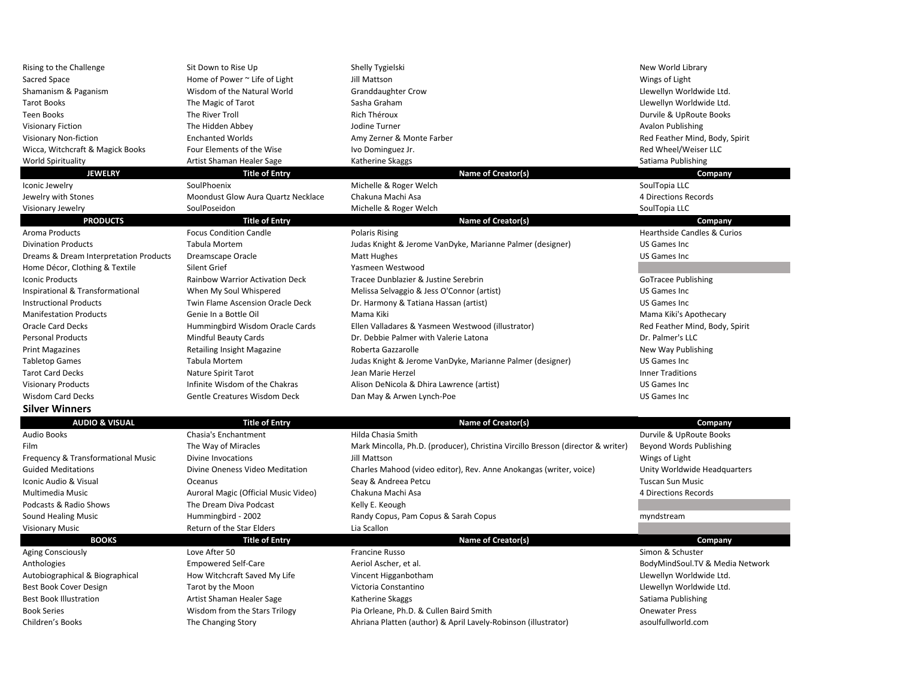| | Title of Entry | Name of Creator(s) | Company |
|---|---|---|---|
| Rising to the Challenge | Sit Down to Rise Up | Shelly Tygielski | New World Library |
| Sacred Space | Home of Power ~ Life of Light | Jill Mattson | Wings of Light |
| Shamanism & Paganism | Wisdom of the Natural World | Granddaughter Crow | Llewellyn Worldwide Ltd. |
| Tarot Books | The Magic of Tarot | Sasha Graham | Llewellyn Worldwide Ltd. |
| Teen Books | The River Troll | Rich Théroux | Durvile & UpRoute Books |
| Visionary Fiction | The Hidden Abbey | Jodine Turner | Avalon Publishing |
| Visionary Non-fiction | Enchanted Worlds | Amy Zerner & Monte Farber | Red Feather Mind, Body, Spirit |
| Wicca, Witchcraft & Magick Books | Four Elements of the Wise | Ivo Dominguez Jr. | Red Wheel/Weiser LLC |
| World Spirituality | Artist Shaman Healer Sage | Katherine Skaggs | Satiama Publishing |

| JEWELRY | Title of Entry | Name of Creator(s) | Company |
|---|---|---|---|
| Iconic Jewelry | SoulPhoenix | Michelle & Roger Welch | SoulTopia LLC |
| Jewelry with Stones | Moondust Glow Aura Quartz Necklace | Chakuna Machi Asa | 4 Directions Records |
| Visionary Jewelry | SoulPoseidon | Michelle & Roger Welch | SoulTopia LLC |

| PRODUCTS | Title of Entry | Name of Creator(s) | Company |
|---|---|---|---|
| Aroma Products | Focus Condition Candle | Polaris Rising | Hearthside Candles & Curios |
| Divination Products | Tabula Mortem | Judas Knight & Jerome VanDyke, Marianne Palmer (designer) | US Games Inc |
| Dreams & Dream Interpretation Products | Dreamscape Oracle | Matt Hughes | US Games Inc |
| Home Décor, Clothing & Textile | Silent Grief | Yasmeen Westwood | |
| Iconic Products | Rainbow Warrior Activation Deck | Tracee Dunblazier & Justine Serebrin | GoTracee Publishing |
| Inspirational & Transformational | When My Soul Whispered | Melissa Selvaggio & Jess O'Connor (artist) | US Games Inc |
| Instructional Products | Twin Flame Ascension Oracle Deck | Dr. Harmony & Tatiana Hassan (artist) | US Games Inc |
| Manifestation Products | Genie In a Bottle Oil | Mama Kiki | Mama Kiki's Apothecary |
| Oracle Card Decks | Hummingbird Wisdom Oracle Cards | Ellen Valladares & Yasmeen Westwood (illustrator) | Red Feather Mind, Body, Spirit |
| Personal Products | Mindful Beauty Cards | Dr. Debbie Palmer with Valerie Latona | Dr. Palmer's LLC |
| Print Magazines | Retailing Insight Magazine | Roberta Gazzarolle | New Way Publishing |
| Tabletop Games | Tabula Mortem | Judas Knight & Jerome VanDyke, Marianne Palmer (designer) | US Games Inc |
| Tarot Card Decks | Nature Spirit Tarot | Jean Marie Herzel | Inner Traditions |
| Visionary Products | Infinite Wisdom of the Chakras | Alison DeNicola & Dhira Lawrence (artist) | US Games Inc |
| Wisdom Card Decks | Gentle Creatures Wisdom Deck | Dan May & Arwen Lynch-Poe | US Games Inc |

## Silver Winners

| AUDIO & VISUAL | Title of Entry | Name of Creator(s) | Company |
|---|---|---|---|
| Audio Books | Chasia's Enchantment | Hilda Chasia Smith | Durvile & UpRoute Books |
| Film | The Way of Miracles | Mark Mincolla, Ph.D. (producer), Christina Vircillo Bresson (director & writer) | Beyond Words Publishing |
| Frequency & Transformational Music | Divine Invocations | Jill Mattson | Wings of Light |
| Guided Meditations | Divine Oneness Video Meditation | Charles Mahood (video editor), Rev. Anne Anokangas (writer, voice) | Unity Worldwide Headquarters |
| Iconic Audio & Visual | Oceanus | Seay & Andreea Petcu | Tuscan Sun Music |
| Multimedia Music | Auroral Magic (Official Music Video) | Chakuna Machi Asa | 4 Directions Records |
| Podcasts & Radio Shows | The Dream Diva Podcast | Kelly E. Keough | |
| Sound Healing Music | Hummingbird - 2002 | Randy Copus, Pam Copus & Sarah Copus | myndstream |
| Visionary Music | Return of the Star Elders | Lia Scallon | |

| BOOKS | Title of Entry | Name of Creator(s) | Company |
|---|---|---|---|
| Aging Consciously | Love After 50 | Francine Russo | Simon & Schuster |
| Anthologies | Empowered Self-Care | Aeriol Ascher, et al. | BodyMindSoul.TV & Media Network |
| Autobiographical & Biographical | How Witchcraft Saved My Life | Vincent Higganbotham | Llewellyn Worldwide Ltd. |
| Best Book Cover Design | Tarot by the Moon | Victoria Constantino | Llewellyn Worldwide Ltd. |
| Best Book Illustration | Artist Shaman Healer Sage | Katherine Skaggs | Satiama Publishing |
| Book Series | Wisdom from the Stars Trilogy | Pia Orleane, Ph.D. & Cullen Baird Smith | Onewater Press |
| Children's Books | The Changing Story | Ahriana Platten (author) & April Lavely-Robinson (illustrator) | asoulfullworld.com |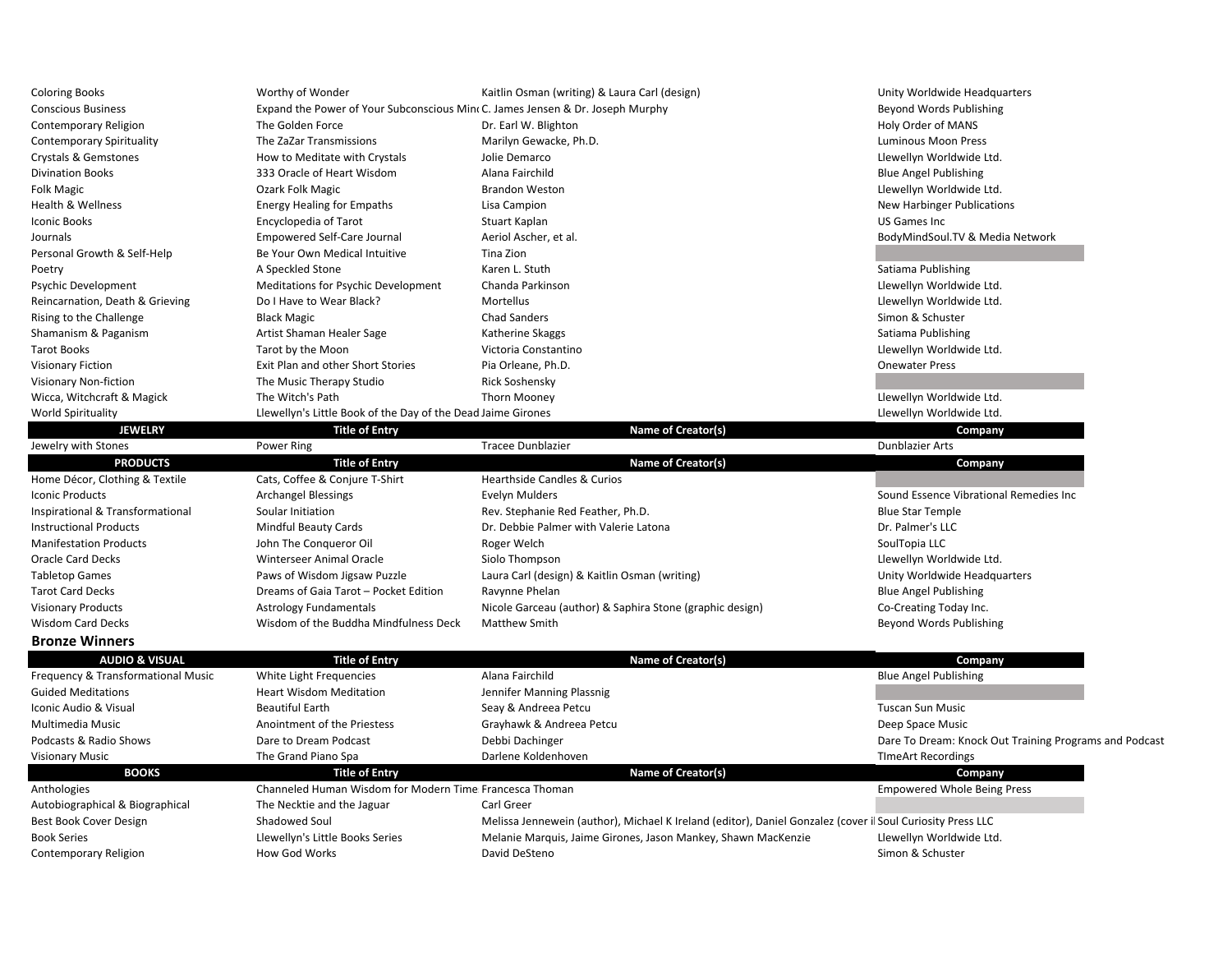| | | | |
|---|---|---|---|
| Coloring Books | Worthy of Wonder | Kaitlin Osman (writing) & Laura Carl (design) | Unity Worldwide Headquarters |
| Conscious Business | Expand the Power of Your Subconscious Mind | C. James Jensen & Dr. Joseph Murphy | Beyond Words Publishing |
| Contemporary Religion | The Golden Force | Dr. Earl W. Blighton | Holy Order of MANS |
| Contemporary Spirituality | The ZaZar Transmissions | Marilyn Gewacke, Ph.D. | Luminous Moon Press |
| Crystals & Gemstones | How to Meditate with Crystals | Jolie Demarco | Llewellyn Worldwide Ltd. |
| Divination Books | 333 Oracle of Heart Wisdom | Alana Fairchild | Blue Angel Publishing |
| Folk Magic | Ozark Folk Magic | Brandon Weston | Llewellyn Worldwide Ltd. |
| Health & Wellness | Energy Healing for Empaths | Lisa Campion | New Harbinger Publications |
| Iconic Books | Encyclopedia of Tarot | Stuart Kaplan | US Games Inc |
| Journals | Empowered Self-Care Journal | Aeriol Ascher, et al. | BodyMindSoul.TV & Media Network |
| Personal Growth & Self-Help | Be Your Own Medical Intuitive | Tina Zion | |
| Poetry | A Speckled Stone | Karen L. Stuth | Satiama Publishing |
| Psychic Development | Meditations for Psychic Development | Chanda Parkinson | Llewellyn Worldwide Ltd. |
| Reincarnation, Death & Grieving | Do I Have to Wear Black? | Mortellus | Llewellyn Worldwide Ltd. |
| Rising to the Challenge | Black Magic | Chad Sanders | Simon & Schuster |
| Shamanism & Paganism | Artist Shaman Healer Sage | Katherine Skaggs | Satiama Publishing |
| Tarot Books | Tarot by the Moon | Victoria Constantino | Llewellyn Worldwide Ltd. |
| Visionary Fiction | Exit Plan and other Short Stories | Pia Orleane, Ph.D. | Onewater Press |
| Visionary Non-fiction | The Music Therapy Studio | Rick Soshensky | |
| Wicca, Witchcraft & Magick | The Witch's Path | Thorn Mooney | Llewellyn Worldwide Ltd. |
| World Spirituality | Llewellyn's Little Book of the Day of the Dead | Jaime Girones | Llewellyn Worldwide Ltd. |

| JEWELRY | Title of Entry | Name of Creator(s) | Company |
|---|---|---|---|
| Jewelry with Stones | Power Ring | Tracee Dunblazier | Dunblazier Arts |

| PRODUCTS | Title of Entry | Name of Creator(s) | Company |
|---|---|---|---|
| Home Décor, Clothing & Textile | Cats, Coffee & Conjure T-Shirt | Hearthside Candles & Curios | |
| Iconic Products | Archangel Blessings | Evelyn Mulders | Sound Essence Vibrational Remedies Inc |
| Inspirational & Transformational | Soular Initiation | Rev. Stephanie Red Feather, Ph.D. | Blue Star Temple |
| Instructional Products | Mindful Beauty Cards | Dr. Debbie Palmer with Valerie Latona | Dr. Palmer's LLC |
| Manifestation Products | John The Conqueror Oil | Roger Welch | SoulTopia LLC |
| Oracle Card Decks | Winterseer Animal Oracle | Siolo Thompson | Llewellyn Worldwide Ltd. |
| Tabletop Games | Paws of Wisdom Jigsaw Puzzle | Laura Carl (design) & Kaitlin Osman (writing) | Unity Worldwide Headquarters |
| Tarot Card Decks | Dreams of Gaia Tarot – Pocket Edition | Ravynne Phelan | Blue Angel Publishing |
| Visionary Products | Astrology Fundamentals | Nicole Garceau (author) & Saphira Stone (graphic design) | Co-Creating Today Inc. |
| Wisdom Card Decks | Wisdom of the Buddha Mindfulness Deck | Matthew Smith | Beyond Words Publishing |

## Bronze Winners

| AUDIO & VISUAL | Title of Entry | Name of Creator(s) | Company |
|---|---|---|---|
| Frequency & Transformational Music | White Light Frequencies | Alana Fairchild | Blue Angel Publishing |
| Guided Meditations | Heart Wisdom Meditation | Jennifer Manning Plassnig | |
| Iconic Audio & Visual | Beautiful Earth | Seay & Andreea Petcu | Tuscan Sun Music |
| Multimedia Music | Anointment of the Priestess | Grayhawk & Andreea Petcu | Deep Space Music |
| Podcasts & Radio Shows | Dare to Dream Podcast | Debbi Dachinger | Dare To Dream: Knock Out Training Programs and Podcast |
| Visionary Music | The Grand Piano Spa | Darlene Koldenhoven | TImeArt Recordings |

| BOOKS | Title of Entry | Name of Creator(s) | Company |
|---|---|---|---|
| Anthologies | Channeled Human Wisdom for Modern Time | Francesca Thoman | Empowered Whole Being Press |
| Autobiographical & Biographical | The Necktie and the Jaguar | Carl Greer | |
| Best Book Cover Design | Shadowed Soul | Melissa Jennewein (author), Michael K Ireland (editor), Daniel Gonzalez (cover i | Soul Curiosity Press LLC |
| Book Series | Llewellyn's Little Books Series | Melanie Marquis, Jaime Girones, Jason Mankey, Shawn MacKenzie | Llewellyn Worldwide Ltd. |
| Contemporary Religion | How God Works | David DeSteno | Simon & Schuster |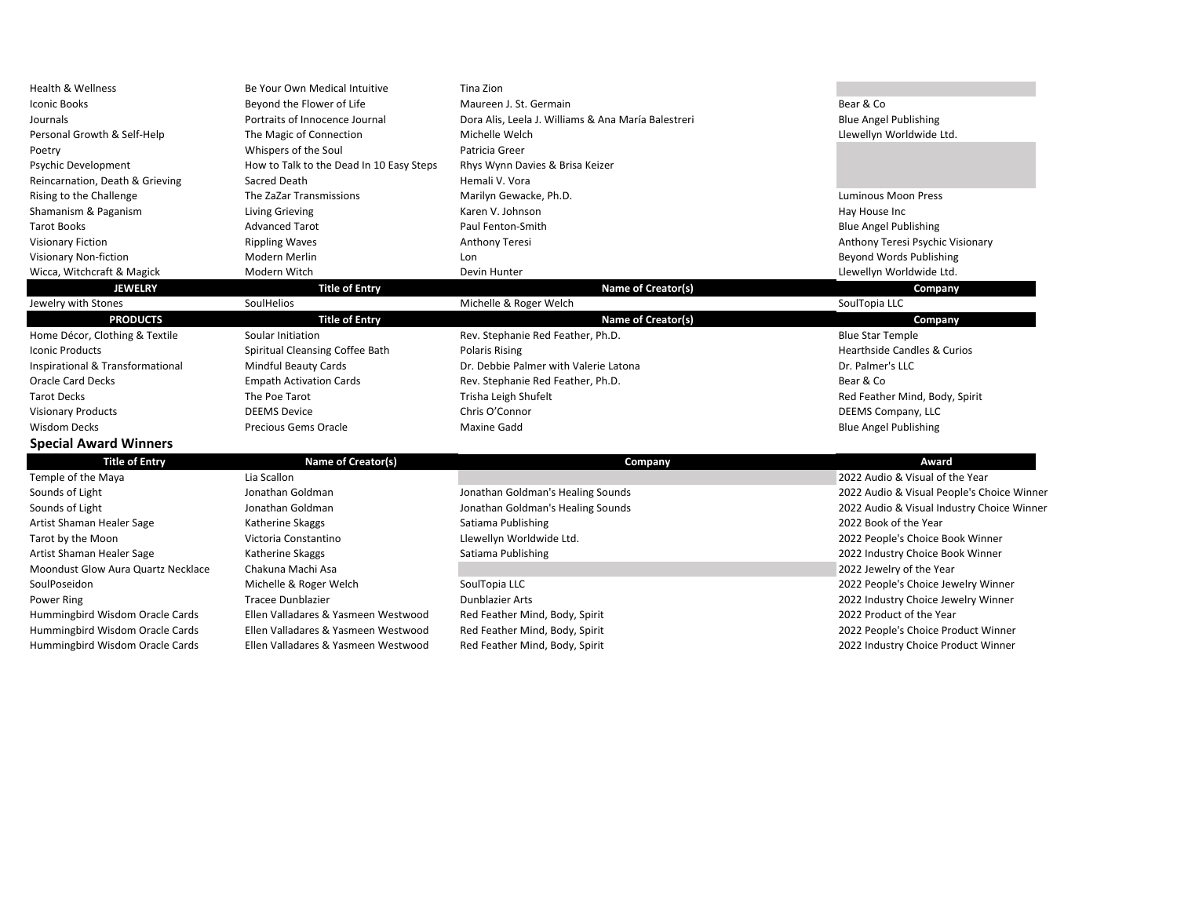| | | | |
|---|---|---|---|
| Health & Wellness | Be Your Own Medical Intuitive | Tina Zion | |
| Iconic Books | Beyond the Flower of Life | Maureen J. St. Germain | Bear & Co |
| Journals | Portraits of Innocence Journal | Dora Alis, Leela J. Williams & Ana María Balestreri | Blue Angel Publishing |
| Personal Growth & Self-Help | The Magic of Connection | Michelle Welch | Llewellyn Worldwide Ltd. |
| Poetry | Whispers of the Soul | Patricia Greer | |
| Psychic Development | How to Talk to the Dead In 10 Easy Steps | Rhys Wynn Davies & Brisa Keizer | |
| Reincarnation, Death & Grieving | Sacred Death | Hemali V. Vora | |
| Rising to the Challenge | The ZaZar Transmissions | Marilyn Gewacke, Ph.D. | Luminous Moon Press |
| Shamanism & Paganism | Living Grieving | Karen V. Johnson | Hay House Inc |
| Tarot Books | Advanced Tarot | Paul Fenton-Smith | Blue Angel Publishing |
| Visionary Fiction | Rippling Waves | Anthony Teresi | Anthony Teresi Psychic Visionary |
| Visionary Non-fiction | Modern Merlin | Lon | Beyond Words Publishing |
| Wicca, Witchcraft & Magick | Modern Witch | Devin Hunter | Llewellyn Worldwide Ltd. |
| **JEWELRY** | **Title of Entry** | **Name of Creator(s)** | **Company** |
| Jewelry with Stones | SoulHelios | Michelle & Roger Welch | SoulTopia LLC |
| **PRODUCTS** | **Title of Entry** | **Name of Creator(s)** | **Company** |
| Home Décor, Clothing & Textile | Soular Initiation | Rev. Stephanie Red Feather, Ph.D. | Blue Star Temple |
| Iconic Products | Spiritual Cleansing Coffee Bath | Polaris Rising | Hearthside Candles & Curios |
| Inspirational & Transformational | Mindful Beauty Cards | Dr. Debbie Palmer with Valerie Latona | Dr. Palmer's LLC |
| Oracle Card Decks | Empath Activation Cards | Rev. Stephanie Red Feather, Ph.D. | Bear & Co |
| Tarot Decks | The Poe Tarot | Trisha Leigh Shufelt | Red Feather Mind, Body, Spirit |
| Visionary Products | DEEMS Device | Chris O'Connor | DEEMS Company, LLC |
| Wisdom Decks | Precious Gems Oracle | Maxine Gadd | Blue Angel Publishing |

## Special Award Winners

| Title of Entry | Name of Creator(s) | Company | Award |
|---|---|---|---|
| Temple of the Maya | Lia Scallon | | 2022 Audio & Visual of the Year |
| Sounds of Light | Jonathan Goldman | Jonathan Goldman's Healing Sounds | 2022 Audio & Visual People's Choice Winner |
| Sounds of Light | Jonathan Goldman | Jonathan Goldman's Healing Sounds | 2022 Audio & Visual Industry Choice Winner |
| Artist Shaman Healer Sage | Katherine Skaggs | Satiama Publishing | 2022 Book of the Year |
| Tarot by the Moon | Victoria Constantino | Llewellyn Worldwide Ltd. | 2022 People's Choice Book Winner |
| Artist Shaman Healer Sage | Katherine Skaggs | Satiama Publishing | 2022 Industry Choice Book Winner |
| Moondust Glow Aura Quartz Necklace | Chakuna Machi Asa | | 2022 Jewelry of the Year |
| SoulPoseidon | Michelle & Roger Welch | SoulTopia LLC | 2022 People's Choice Jewelry Winner |
| Power Ring | Tracee Dunblazier | Dunblazier Arts | 2022 Industry Choice Jewelry Winner |
| Hummingbird Wisdom Oracle Cards | Ellen Valladares & Yasmeen Westwood | Red Feather Mind, Body, Spirit | 2022 Product of the Year |
| Hummingbird Wisdom Oracle Cards | Ellen Valladares & Yasmeen Westwood | Red Feather Mind, Body, Spirit | 2022 People's Choice Product Winner |
| Hummingbird Wisdom Oracle Cards | Ellen Valladares & Yasmeen Westwood | Red Feather Mind, Body, Spirit | 2022 Industry Choice Product Winner |